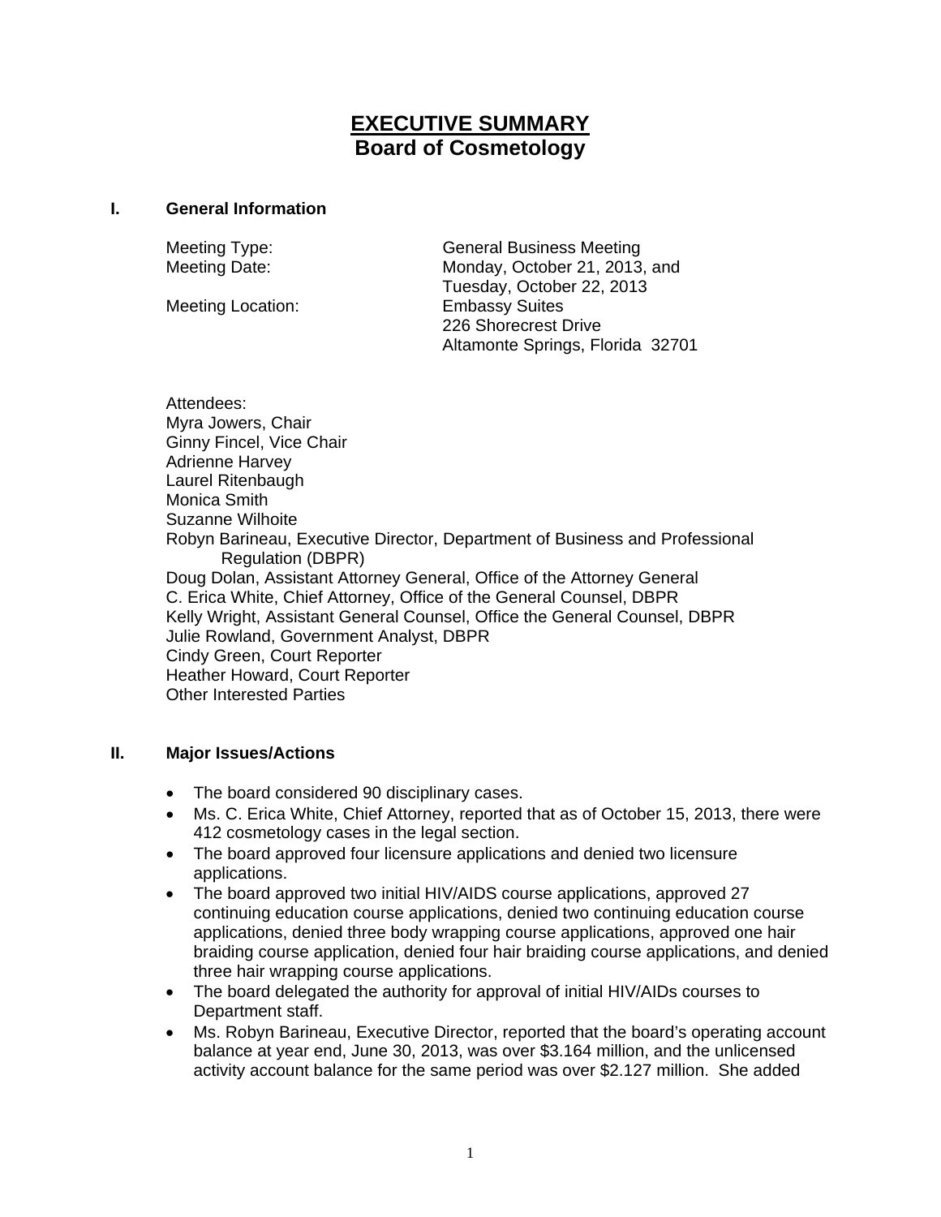# **EXECUTIVE SUMMARY**
## Board of Cosmetology

### I. General Information

Meeting Type: General Business Meeting
Meeting Date: Monday, October 21, 2013, and Tuesday, October 22, 2013
Meeting Location: Embassy Suites
226 Shorecrest Drive
Altamonte Springs, Florida 32701

Attendees:
Myra Jowers, Chair
Ginny Fincel, Vice Chair
Adrienne Harvey
Laurel Ritenbaugh
Monica Smith
Suzanne Wilhoite
Robyn Barineau, Executive Director, Department of Business and Professional Regulation (DBPR)
Doug Dolan, Assistant Attorney General, Office of the Attorney General
C. Erica White, Chief Attorney, Office of the General Counsel, DBPR
Kelly Wright, Assistant General Counsel, Office the General Counsel, DBPR
Julie Rowland, Government Analyst, DBPR
Cindy Green, Court Reporter
Heather Howard, Court Reporter
Other Interested Parties

### II. Major Issues/Actions

- The board considered 90 disciplinary cases.
- Ms. C. Erica White, Chief Attorney, reported that as of October 15, 2013, there were 412 cosmetology cases in the legal section.
- The board approved four licensure applications and denied two licensure applications.
- The board approved two initial HIV/AIDS course applications, approved 27 continuing education course applications, denied two continuing education course applications, denied three body wrapping course applications, approved one hair braiding course application, denied four hair braiding course applications, and denied three hair wrapping course applications.
- The board delegated the authority for approval of initial HIV/AIDs courses to Department staff.
- Ms. Robyn Barineau, Executive Director, reported that the board's operating account balance at year end, June 30, 2013, was over $3.164 million, and the unlicensed activity account balance for the same period was over $2.127 million. She added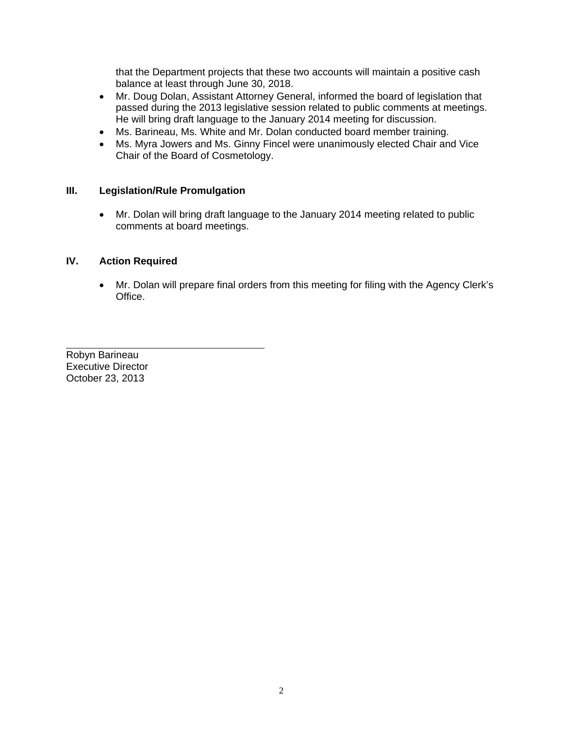that the Department projects that these two accounts will maintain a positive cash balance at least through June 30, 2018.

- Mr. Doug Dolan, Assistant Attorney General, informed the board of legislation that passed during the 2013 legislative session related to public comments at meetings. He will bring draft language to the January 2014 meeting for discussion.
- Ms. Barineau, Ms. White and Mr. Dolan conducted board member training.
- Ms. Myra Jowers and Ms. Ginny Fincel were unanimously elected Chair and Vice Chair of the Board of Cosmetology.

## III. Legislation/Rule Promulgation

- Mr. Dolan will bring draft language to the January 2014 meeting related to public comments at board meetings.

## IV. Action Required

- Mr. Dolan will prepare final orders from this meeting for filing with the Agency Clerk's Office.

---

Robyn Barineau
Executive Director
October 23, 2013